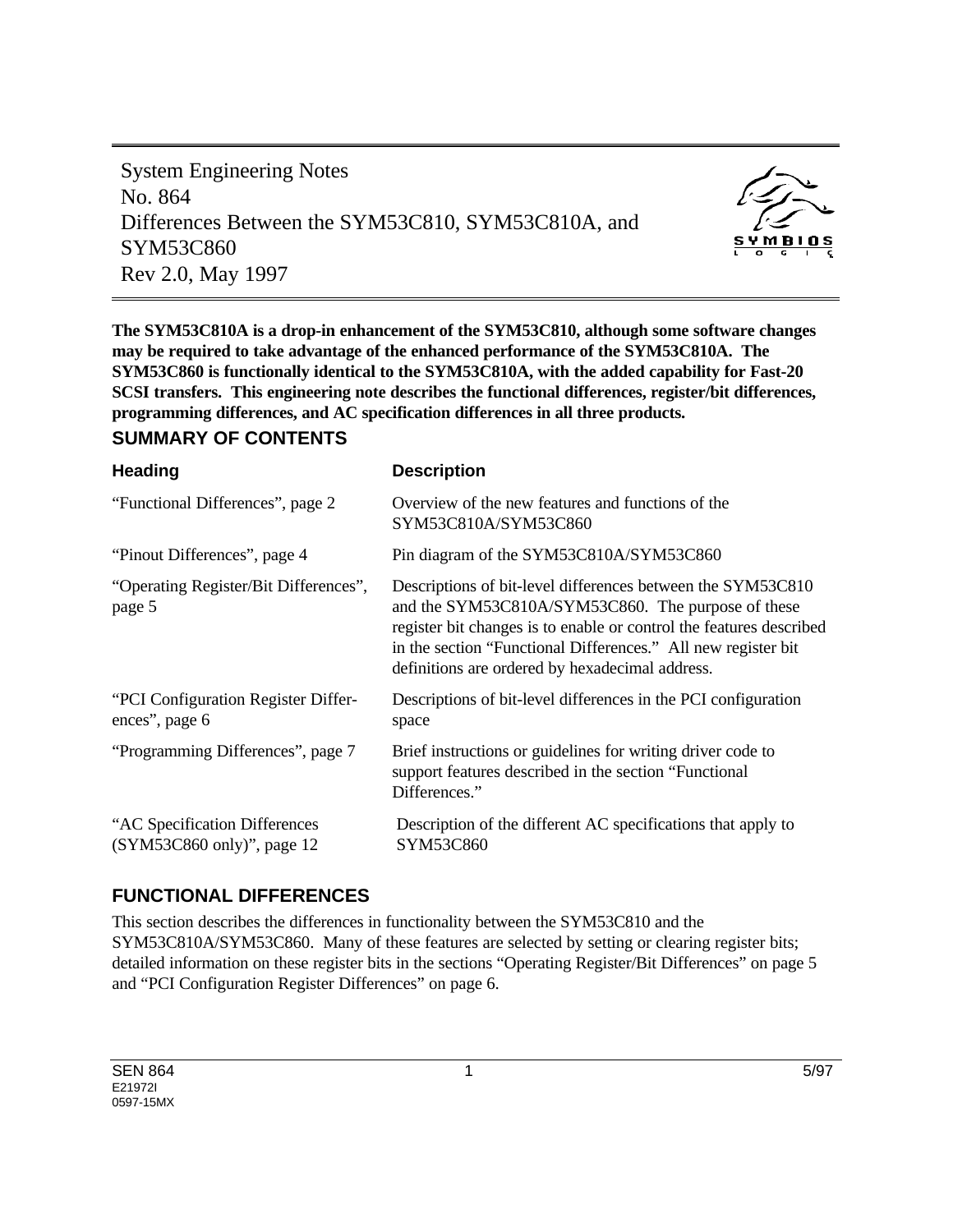System Engineering Notes
No. 864
Differences Between the SYM53C810, SYM53C810A, and SYM53C860
Rev 2.0, May 1997

**The SYM53C810A is a drop-in enhancement of the SYM53C810, although some software changes may be required to take advantage of the enhanced performance of the SYM53C810A. The SYM53C860 is functionally identical to the SYM53C810A, with the added capability for Fast-20 SCSI transfers. This engineering note describes the functional differences, register/bit differences, programming differences, and AC specification differences in all three products.**

## SUMMARY OF CONTENTS

| Heading | Description |
|---|---|
| "Functional Differences", page 2 | Overview of the new features and functions of the SYM53C810A/SYM53C860 |
| "Pinout Differences", page 4 | Pin diagram of the SYM53C810A/SYM53C860 |
| "Operating Register/Bit Differences", page 5 | Descriptions of bit-level differences between the SYM53C810 and the SYM53C810A/SYM53C860. The purpose of these register bit changes is to enable or control the features described in the section "Functional Differences." All new register bit definitions are ordered by hexadecimal address. |
| "PCI Configuration Register Differences", page 6 | Descriptions of bit-level differences in the PCI configuration space |
| "Programming Differences", page 7 | Brief instructions or guidelines for writing driver code to support features described in the section "Functional Differences." |
| "AC Specification Differences (SYM53C860 only)", page 12 | Description of the different AC specifications that apply to SYM53C860 |

## FUNCTIONAL DIFFERENCES

This section describes the differences in functionality between the SYM53C810 and the SYM53C810A/SYM53C860. Many of these features are selected by setting or clearing register bits; detailed information on these register bits in the sections "Operating Register/Bit Differences" on page 5 and "PCI Configuration Register Differences" on page 6.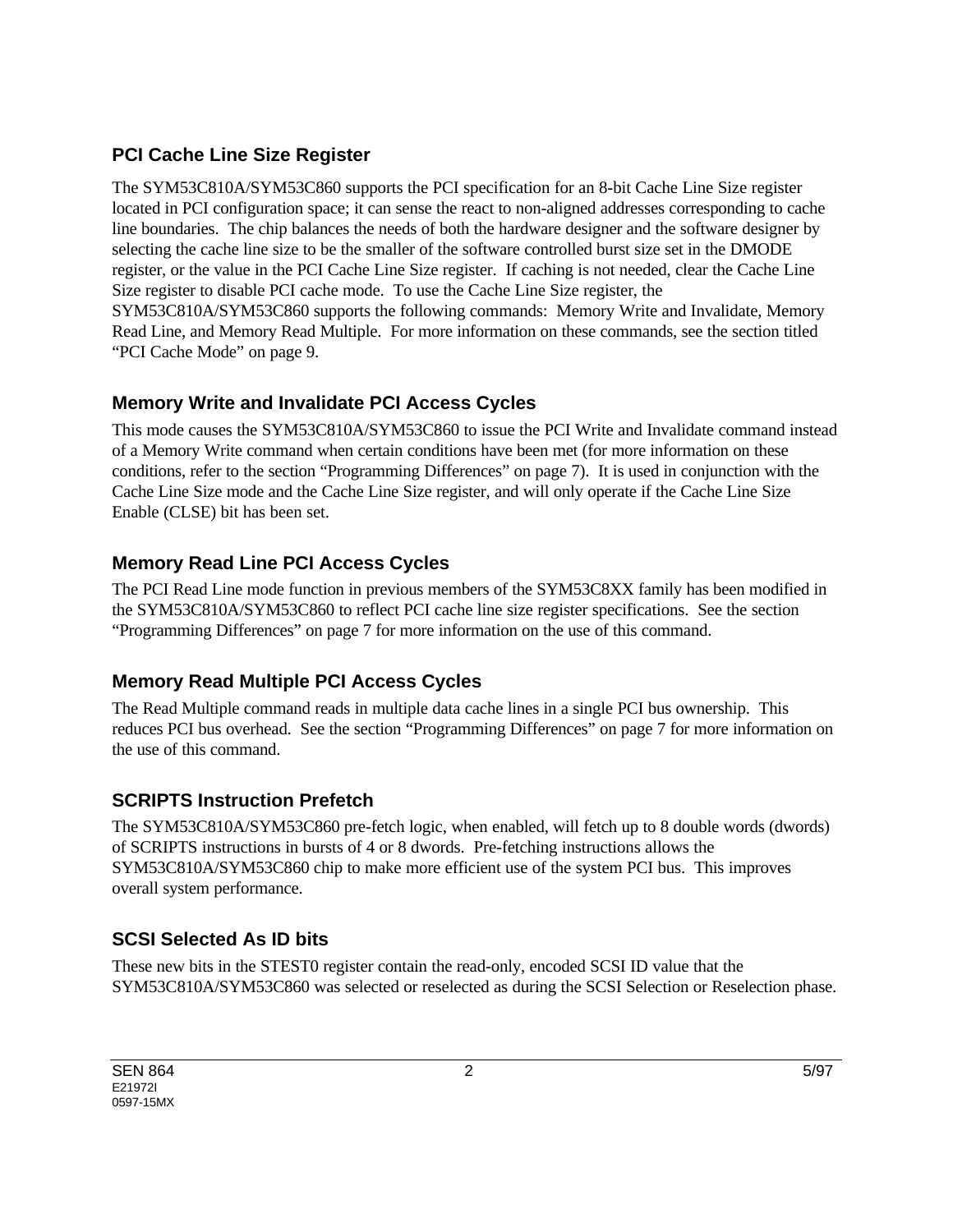## PCI Cache Line Size Register

The SYM53C810A/SYM53C860 supports the PCI specification for an 8-bit Cache Line Size register located in PCI configuration space; it can sense the react to non-aligned addresses corresponding to cache line boundaries. The chip balances the needs of both the hardware designer and the software designer by selecting the cache line size to be the smaller of the software controlled burst size set in the DMODE register, or the value in the PCI Cache Line Size register. If caching is not needed, clear the Cache Line Size register to disable PCI cache mode. To use the Cache Line Size register, the SYM53C810A/SYM53C860 supports the following commands: Memory Write and Invalidate, Memory Read Line, and Memory Read Multiple. For more information on these commands, see the section titled “PCI Cache Mode” on page 9.

## Memory Write and Invalidate PCI Access Cycles

This mode causes the SYM53C810A/SYM53C860 to issue the PCI Write and Invalidate command instead of a Memory Write command when certain conditions have been met (for more information on these conditions, refer to the section “Programming Differences” on page 7). It is used in conjunction with the Cache Line Size mode and the Cache Line Size register, and will only operate if the Cache Line Size Enable (CLSE) bit has been set.

## Memory Read Line PCI Access Cycles

The PCI Read Line mode function in previous members of the SYM53C8XX family has been modified in the SYM53C810A/SYM53C860 to reflect PCI cache line size register specifications. See the section “Programming Differences” on page 7 for more information on the use of this command.

## Memory Read Multiple PCI Access Cycles

The Read Multiple command reads in multiple data cache lines in a single PCI bus ownership. This reduces PCI bus overhead. See the section “Programming Differences” on page 7 for more information on the use of this command.

## SCRIPTS Instruction Prefetch

The SYM53C810A/SYM53C860 pre-fetch logic, when enabled, will fetch up to 8 double words (dwords) of SCRIPTS instructions in bursts of 4 or 8 dwords. Pre-fetching instructions allows the SYM53C810A/SYM53C860 chip to make more efficient use of the system PCI bus. This improves overall system performance.

## SCSI Selected As ID bits

These new bits in the STEST0 register contain the read-only, encoded SCSI ID value that the SYM53C810A/SYM53C860 was selected or reselected as during the SCSI Selection or Reselection phase.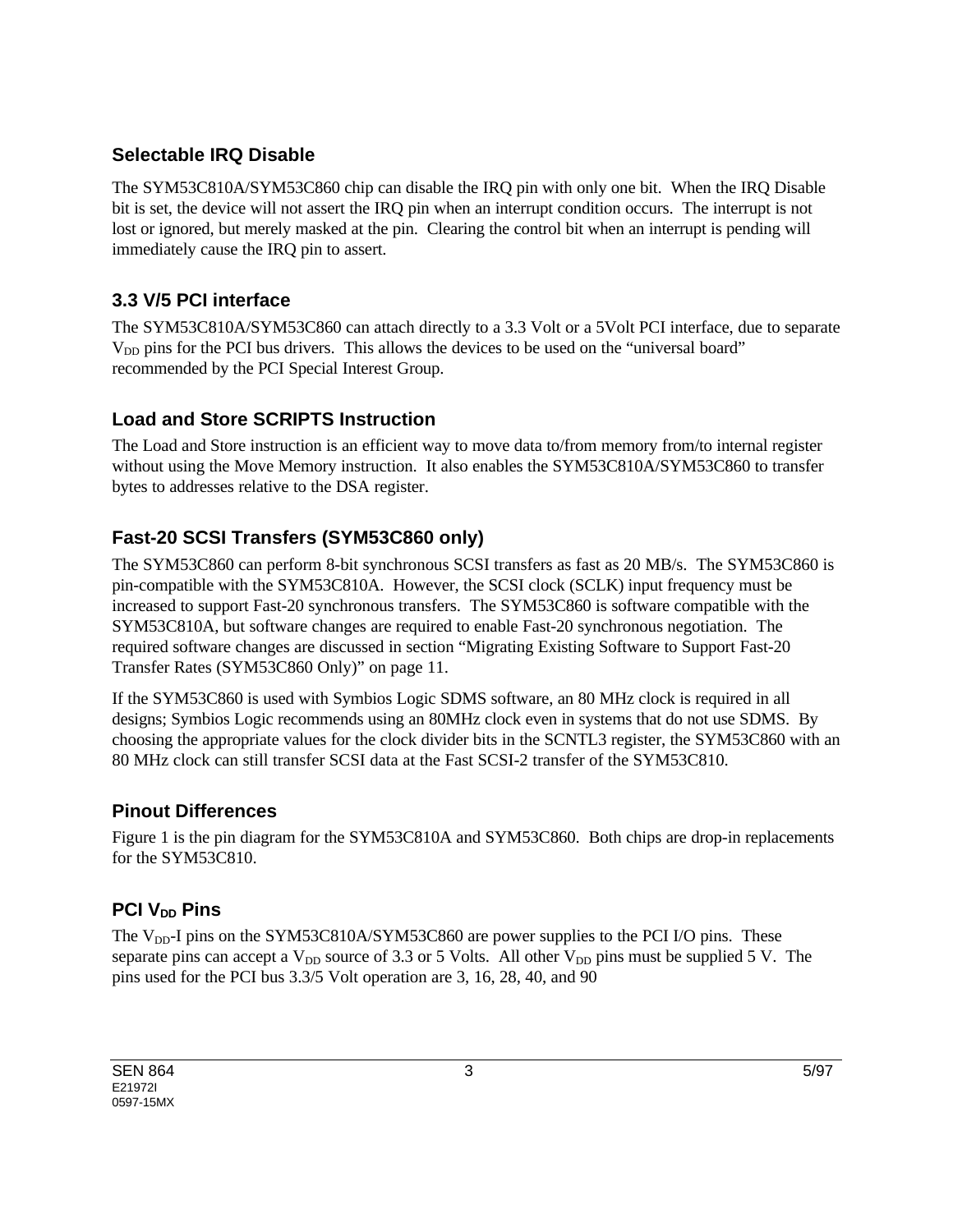### Selectable IRQ Disable

The SYM53C810A/SYM53C860 chip can disable the IRQ pin with only one bit. When the IRQ Disable bit is set, the device will not assert the IRQ pin when an interrupt condition occurs. The interrupt is not lost or ignored, but merely masked at the pin. Clearing the control bit when an interrupt is pending will immediately cause the IRQ pin to assert.

### 3.3 V/5 PCI interface

The SYM53C810A/SYM53C860 can attach directly to a 3.3 Volt or a 5Volt PCI interface, due to separate $V_{DD}$ pins for the PCI bus drivers. This allows the devices to be used on the "universal board" recommended by the PCI Special Interest Group.

### Load and Store SCRIPTS Instruction

The Load and Store instruction is an efficient way to move data to/from memory from/to internal register without using the Move Memory instruction. It also enables the SYM53C810A/SYM53C860 to transfer bytes to addresses relative to the DSA register.

### Fast-20 SCSI Transfers (SYM53C860 only)

The SYM53C860 can perform 8-bit synchronous SCSI transfers as fast as 20 MB/s. The SYM53C860 is pin-compatible with the SYM53C810A. However, the SCSI clock (SCLK) input frequency must be increased to support Fast-20 synchronous transfers. The SYM53C860 is software compatible with the SYM53C810A, but software changes are required to enable Fast-20 synchronous negotiation. The required software changes are discussed in section "Migrating Existing Software to Support Fast-20 Transfer Rates (SYM53C860 Only)" on page 11.

If the SYM53C860 is used with Symbios Logic SDMS software, an 80 MHz clock is required in all designs; Symbios Logic recommends using an 80MHz clock even in systems that do not use SDMS. By choosing the appropriate values for the clock divider bits in the SCNTL3 register, the SYM53C860 with an 80 MHz clock can still transfer SCSI data at the Fast SCSI-2 transfer of the SYM53C810.

### Pinout Differences

Figure 1 is the pin diagram for the SYM53C810A and SYM53C860. Both chips are drop-in replacements for the SYM53C810.

### PCI $V_{DD}$ Pins

The $V_{DD}$-I pins on the SYM53C810A/SYM53C860 are power supplies to the PCI I/O pins. These separate pins can accept a $V_{DD}$ source of 3.3 or 5 Volts. All other $V_{DD}$ pins must be supplied 5 V. The pins used for the PCI bus 3.3/5 Volt operation are 3, 16, 28, 40, and 90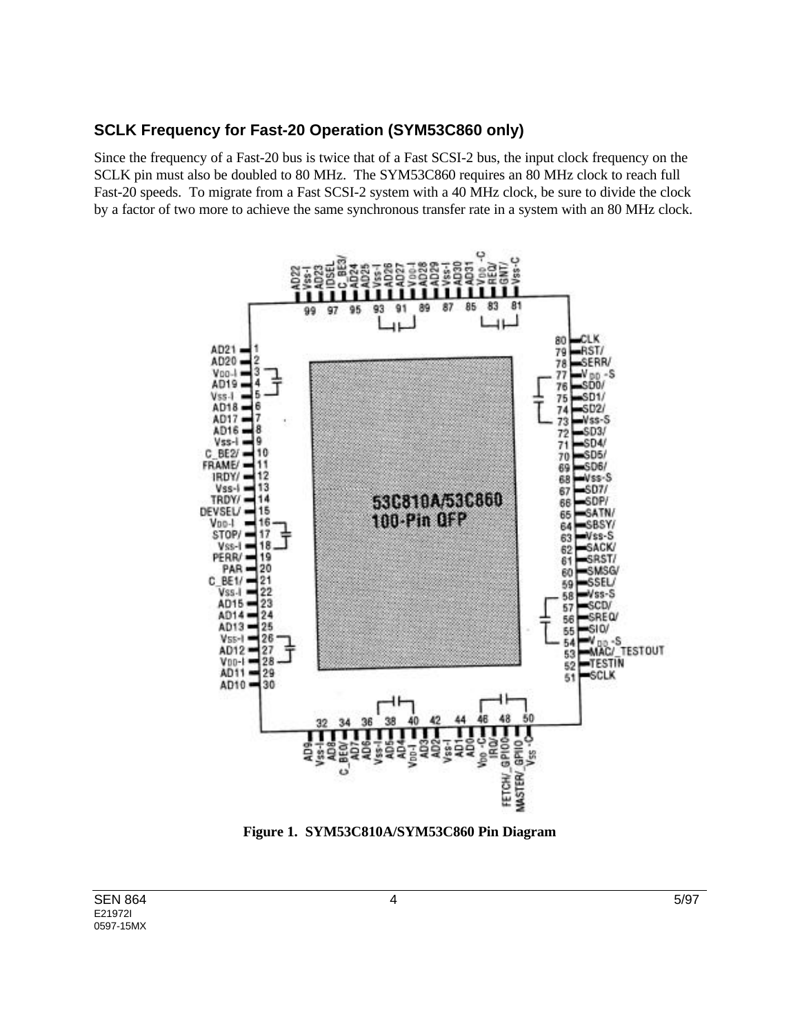## SCLK Frequency for Fast-20 Operation (SYM53C860 only)

Since the frequency of a Fast-20 bus is twice that of a Fast SCSI-2 bus, the input clock frequency on the SCLK pin must also be doubled to 80 MHz. The SYM53C860 requires an 80 MHz clock to reach full Fast-20 speeds. To migrate from a Fast SCSI-2 system with a 40 MHz clock, be sure to divide the clock by a factor of two more to achieve the same synchronous transfer rate in a system with an 80 MHz clock.

**Figure 1. SYM53C810A/SYM53C860 Pin Diagram**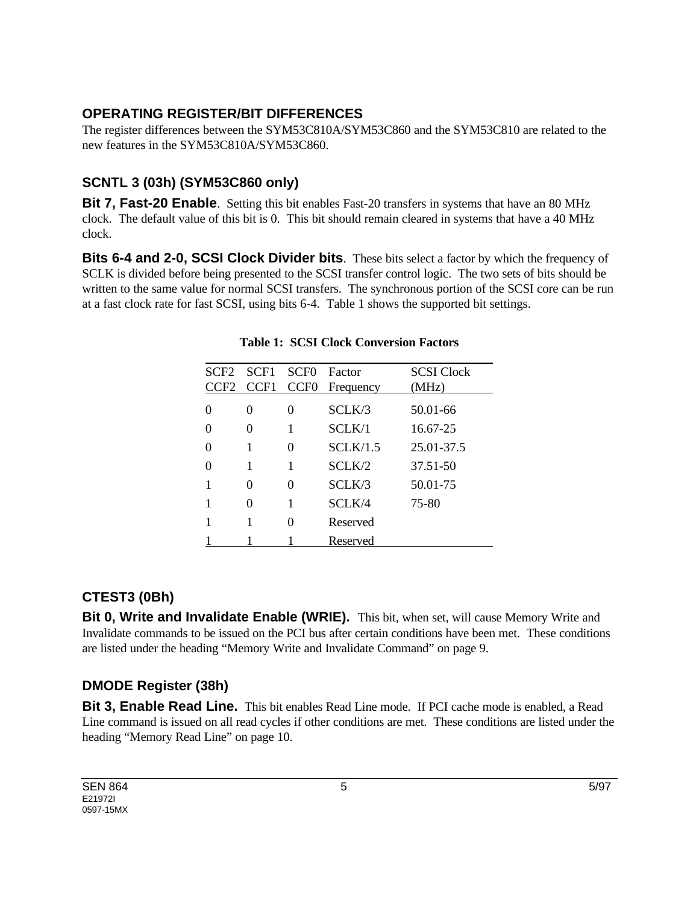## OPERATING REGISTER/BIT DIFFERENCES

The register differences between the SYM53C810A/SYM53C860 and the SYM53C810 are related to the new features in the SYM53C810A/SYM53C860.

### SCNTL 3 (03h) (SYM53C860 only)

**Bit 7, Fast-20 Enable**. Setting this bit enables Fast-20 transfers in systems that have an 80 MHz clock. The default value of this bit is 0. This bit should remain cleared in systems that have a 40 MHz clock.

**Bits 6-4 and 2-0, SCSI Clock Divider bits**. These bits select a factor by which the frequency of SCLK is divided before being presented to the SCSI transfer control logic. The two sets of bits should be written to the same value for normal SCSI transfers. The synchronous portion of the SCSI core can be run at a fast clock rate for fast SCSI, using bits 6-4. Table 1 shows the supported bit settings.

**Table 1: SCSI Clock Conversion Factors**

| SCF2 CCF2 | SCF1 CCF1 | SCF0 CCF0 | Factor Frequency | SCSI Clock (MHz) |
|---|---|---|---|---|
| 0 | 0 | 0 | SCLK/3 | 50.01-66 |
| 0 | 0 | 1 | SCLK/1 | 16.67-25 |
| 0 | 1 | 0 | SCLK/1.5 | 25.01-37.5 |
| 0 | 1 | 1 | SCLK/2 | 37.51-50 |
| 1 | 0 | 0 | SCLK/3 | 50.01-75 |
| 1 | 0 | 1 | SCLK/4 | 75-80 |
| 1 | 1 | 0 | Reserved | |
| 1 | 1 | 1 | Reserved | |

### CTEST3 (0Bh)

**Bit 0, Write and Invalidate Enable (WRIE).** This bit, when set, will cause Memory Write and Invalidate commands to be issued on the PCI bus after certain conditions have been met. These conditions are listed under the heading "Memory Write and Invalidate Command" on page 9.

### DMODE Register (38h)

**Bit 3, Enable Read Line.** This bit enables Read Line mode. If PCI cache mode is enabled, a Read Line command is issued on all read cycles if other conditions are met. These conditions are listed under the heading "Memory Read Line" on page 10.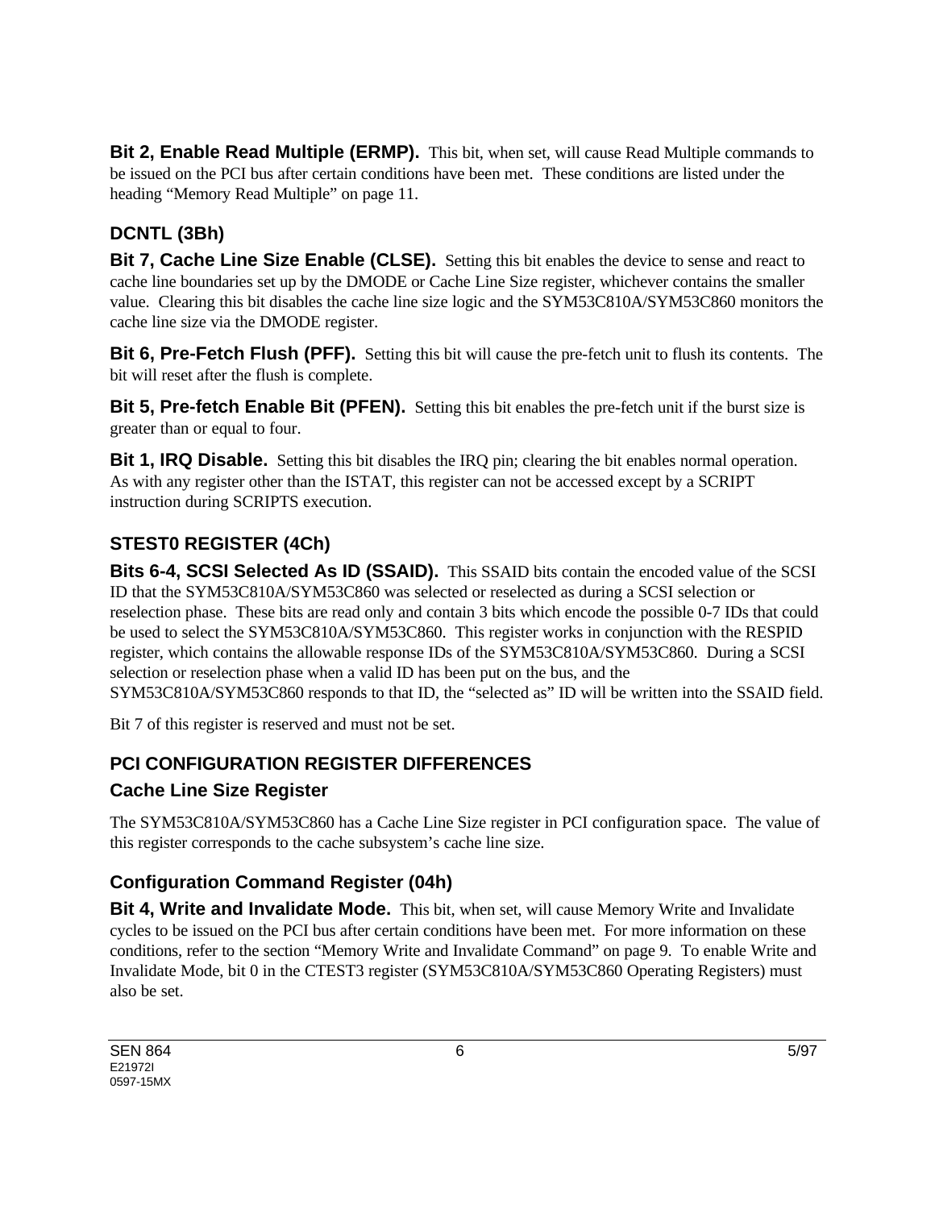**Bit 2, Enable Read Multiple (ERMP).** This bit, when set, will cause Read Multiple commands to be issued on the PCI bus after certain conditions have been met. These conditions are listed under the heading "Memory Read Multiple" on page 11.

### DCNTL (3Bh)

**Bit 7, Cache Line Size Enable (CLSE).** Setting this bit enables the device to sense and react to cache line boundaries set up by the DMODE or Cache Line Size register, whichever contains the smaller value. Clearing this bit disables the cache line size logic and the SYM53C810A/SYM53C860 monitors the cache line size via the DMODE register.

**Bit 6, Pre-Fetch Flush (PFF).** Setting this bit will cause the pre-fetch unit to flush its contents. The bit will reset after the flush is complete.

**Bit 5, Pre-fetch Enable Bit (PFEN).** Setting this bit enables the pre-fetch unit if the burst size is greater than or equal to four.

**Bit 1, IRQ Disable.** Setting this bit disables the IRQ pin; clearing the bit enables normal operation. As with any register other than the ISTAT, this register can not be accessed except by a SCRIPT instruction during SCRIPTS execution.

### STEST0 REGISTER (4Ch)

**Bits 6-4, SCSI Selected As ID (SSAID).** This SSAID bits contain the encoded value of the SCSI ID that the SYM53C810A/SYM53C860 was selected or reselected as during a SCSI selection or reselection phase. These bits are read only and contain 3 bits which encode the possible 0-7 IDs that could be used to select the SYM53C810A/SYM53C860. This register works in conjunction with the RESPID register, which contains the allowable response IDs of the SYM53C810A/SYM53C860. During a SCSI selection or reselection phase when a valid ID has been put on the bus, and the SYM53C810A/SYM53C860 responds to that ID, the "selected as" ID will be written into the SSAID field.

Bit 7 of this register is reserved and must not be set.

### PCI CONFIGURATION REGISTER DIFFERENCES

### Cache Line Size Register

The SYM53C810A/SYM53C860 has a Cache Line Size register in PCI configuration space. The value of this register corresponds to the cache subsystem's cache line size.

### Configuration Command Register (04h)

**Bit 4, Write and Invalidate Mode.** This bit, when set, will cause Memory Write and Invalidate cycles to be issued on the PCI bus after certain conditions have been met. For more information on these conditions, refer to the section "Memory Write and Invalidate Command" on page 9. To enable Write and Invalidate Mode, bit 0 in the CTEST3 register (SYM53C810A/SYM53C860 Operating Registers) must also be set.

SEN 864
E21972I
0597-15MX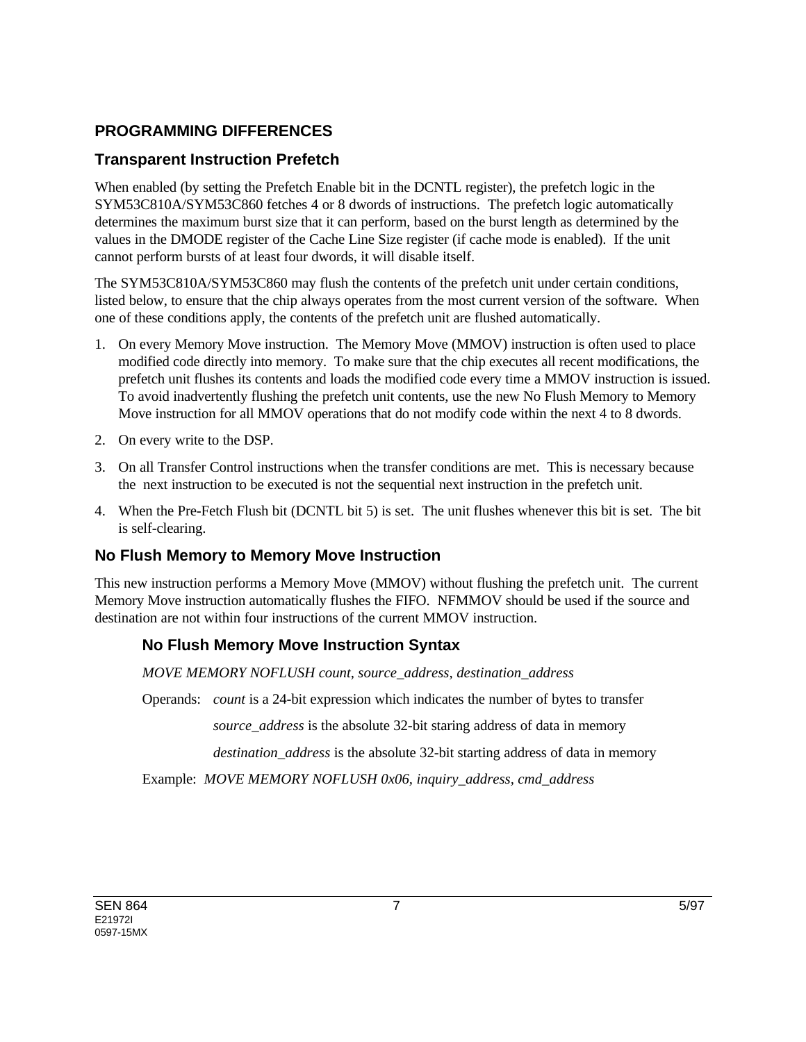## PROGRAMMING DIFFERENCES

### Transparent Instruction Prefetch

When enabled (by setting the Prefetch Enable bit in the DCNTL register), the prefetch logic in the SYM53C810A/SYM53C860 fetches 4 or 8 dwords of instructions. The prefetch logic automatically determines the maximum burst size that it can perform, based on the burst length as determined by the values in the DMODE register of the Cache Line Size register (if cache mode is enabled). If the unit cannot perform bursts of at least four dwords, it will disable itself.

The SYM53C810A/SYM53C860 may flush the contents of the prefetch unit under certain conditions, listed below, to ensure that the chip always operates from the most current version of the software. When one of these conditions apply, the contents of the prefetch unit are flushed automatically.

1. On every Memory Move instruction. The Memory Move (MMOV) instruction is often used to place modified code directly into memory. To make sure that the chip executes all recent modifications, the prefetch unit flushes its contents and loads the modified code every time a MMOV instruction is issued. To avoid inadvertently flushing the prefetch unit contents, use the new No Flush Memory to Memory Move instruction for all MMOV operations that do not modify code within the next 4 to 8 dwords.
2. On every write to the DSP.
3. On all Transfer Control instructions when the transfer conditions are met. This is necessary because the next instruction to be executed is not the sequential next instruction in the prefetch unit.
4. When the Pre-Fetch Flush bit (DCNTL bit 5) is set. The unit flushes whenever this bit is set. The bit is self-clearing.

### No Flush Memory to Memory Move Instruction

This new instruction performs a Memory Move (MMOV) without flushing the prefetch unit. The current Memory Move instruction automatically flushes the FIFO. NFMMOV should be used if the source and destination are not within four instructions of the current MMOV instruction.

#### No Flush Memory Move Instruction Syntax

*MOVE MEMORY NOFLUSH count, source_address, destination_address*

Operands: *count* is a 24-bit expression which indicates the number of bytes to transfer

*source_address* is the absolute 32-bit staring address of data in memory

*destination_address* is the absolute 32-bit starting address of data in memory

Example: *MOVE MEMORY NOFLUSH 0x06, inquiry_address, cmd_address*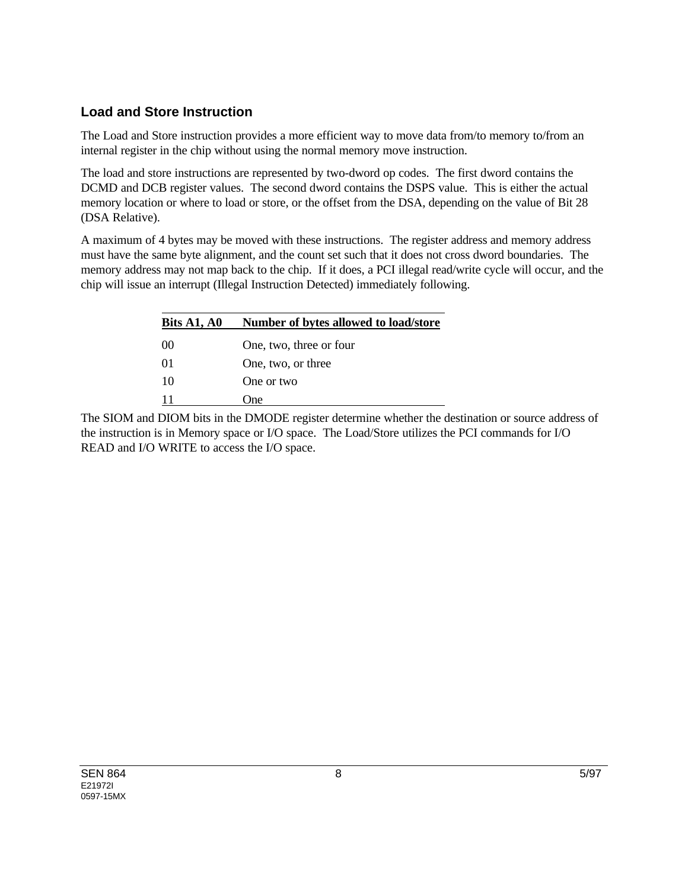## Load and Store Instruction

The Load and Store instruction provides a more efficient way to move data from/to memory to/from an internal register in the chip without using the normal memory move instruction.

The load and store instructions are represented by two-dword op codes. The first dword contains the DCMD and DCB register values. The second dword contains the DSPS value. This is either the actual memory location or where to load or store, or the offset from the DSA, depending on the value of Bit 28 (DSA Relative).

A maximum of 4 bytes may be moved with these instructions. The register address and memory address must have the same byte alignment, and the count set such that it does not cross dword boundaries. The memory address may not map back to the chip. If it does, a PCI illegal read/write cycle will occur, and the chip will issue an interrupt (Illegal Instruction Detected) immediately following.

| Bits A1, A0 | Number of bytes allowed to load/store |
|---|---|
| 00 | One, two, three or four |
| 01 | One, two, or three |
| 10 | One or two |
| 11 | One |

The SIOM and DIOM bits in the DMODE register determine whether the destination or source address of the instruction is in Memory space or I/O space. The Load/Store utilizes the PCI commands for I/O READ and I/O WRITE to access the I/O space.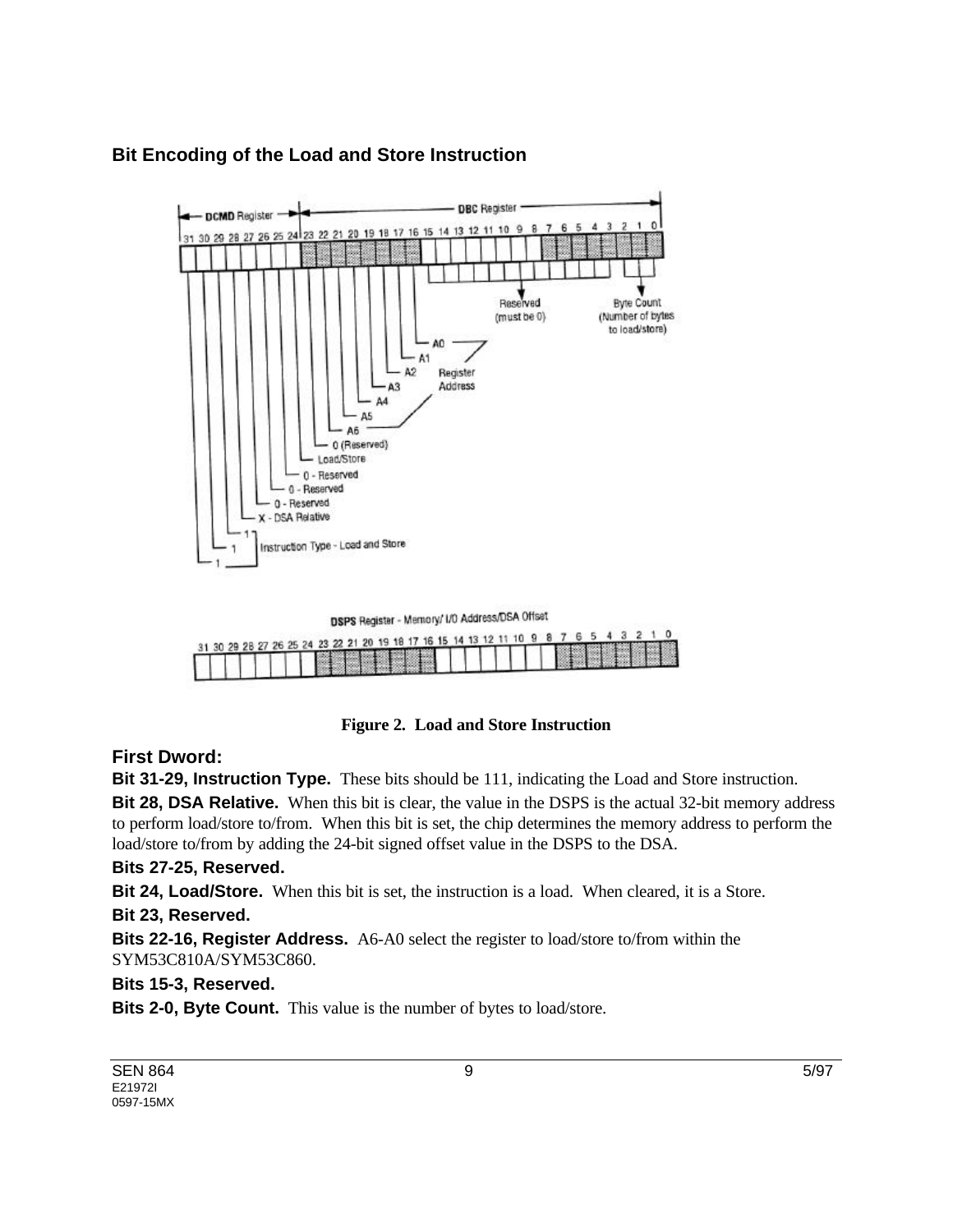## Bit Encoding of the Load and Store Instruction

**Figure 2. Load and Store Instruction**

### First Dword:

**Bit 31-29, Instruction Type.** These bits should be 111, indicating the Load and Store instruction.

**Bit 28, DSA Relative.** When this bit is clear, the value in the DSPS is the actual 32-bit memory address to perform load/store to/from. When this bit is set, the chip determines the memory address to perform the load/store to/from by adding the 24-bit signed offset value in the DSPS to the DSA.

**Bits 27-25, Reserved.**

**Bit 24, Load/Store.** When this bit is set, the instruction is a load. When cleared, it is a Store.

**Bit 23, Reserved.**

**Bits 22-16, Register Address.** A6-A0 select the register to load/store to/from within the SYM53C810A/SYM53C860.

**Bits 15-3, Reserved.**

**Bits 2-0, Byte Count.** This value is the number of bytes to load/store.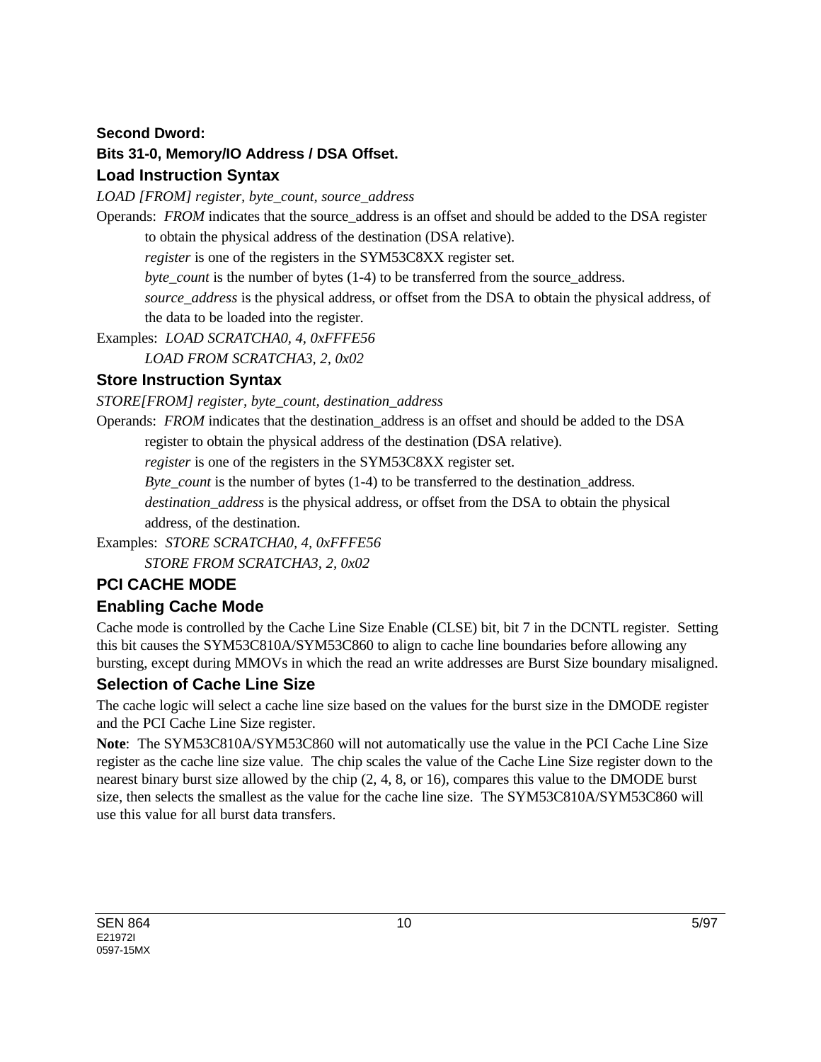**Second Dword:**

**Bits 31-0, Memory/IO Address / DSA Offset.**

### Load Instruction Syntax

*LOAD [FROM] register, byte_count, source_address*

Operands: *FROM* indicates that the source_address is an offset and should be added to the DSA register to obtain the physical address of the destination (DSA relative).

*register* is one of the registers in the SYM53C8XX register set.

*byte_count* is the number of bytes (1-4) to be transferred from the source_address.

*source_address* is the physical address, or offset from the DSA to obtain the physical address, of the data to be loaded into the register.

Examples: *LOAD SCRATCHA0, 4, 0xFFFE56*

*LOAD FROM SCRATCHA3, 2, 0x02*

### Store Instruction Syntax

*STORE[FROM] register, byte_count, destination_address*

Operands: *FROM* indicates that the destination_address is an offset and should be added to the DSA register to obtain the physical address of the destination (DSA relative).

*register* is one of the registers in the SYM53C8XX register set.

*Byte_count* is the number of bytes (1-4) to be transferred to the destination_address.

*destination_address* is the physical address, or offset from the DSA to obtain the physical address, of the destination.

Examples: *STORE SCRATCHA0, 4, 0xFFFE56*

*STORE FROM SCRATCHA3, 2, 0x02*

## PCI CACHE MODE

### Enabling Cache Mode

Cache mode is controlled by the Cache Line Size Enable (CLSE) bit, bit 7 in the DCNTL register. Setting this bit causes the SYM53C810A/SYM53C860 to align to cache line boundaries before allowing any bursting, except during MMOVs in which the read an write addresses are Burst Size boundary misaligned.

### Selection of Cache Line Size

The cache logic will select a cache line size based on the values for the burst size in the DMODE register and the PCI Cache Line Size register.

**Note**: The SYM53C810A/SYM53C860 will not automatically use the value in the PCI Cache Line Size register as the cache line size value. The chip scales the value of the Cache Line Size register down to the nearest binary burst size allowed by the chip (2, 4, 8, or 16), compares this value to the DMODE burst size, then selects the smallest as the value for the cache line size. The SYM53C810A/SYM53C860 will use this value for all burst data transfers.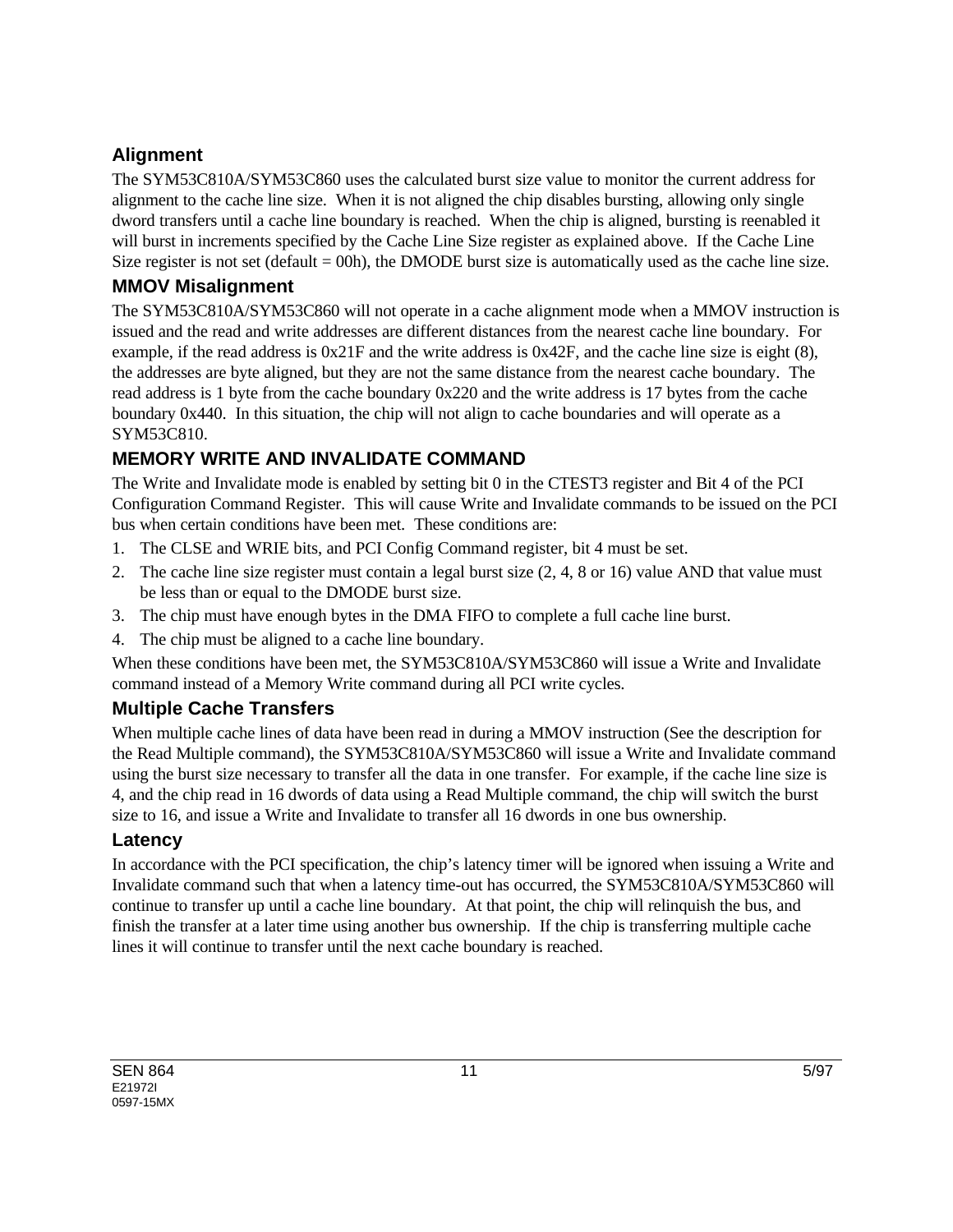### Alignment

The SYM53C810A/SYM53C860 uses the calculated burst size value to monitor the current address for alignment to the cache line size. When it is not aligned the chip disables bursting, allowing only single dword transfers until a cache line boundary is reached. When the chip is aligned, bursting is reenabled it will burst in increments specified by the Cache Line Size register as explained above. If the Cache Line Size register is not set (default = 00h), the DMODE burst size is automatically used as the cache line size.

### MMOV Misalignment

The SYM53C810A/SYM53C860 will not operate in a cache alignment mode when a MMOV instruction is issued and the read and write addresses are different distances from the nearest cache line boundary. For example, if the read address is 0x21F and the write address is 0x42F, and the cache line size is eight (8), the addresses are byte aligned, but they are not the same distance from the nearest cache boundary. The read address is 1 byte from the cache boundary 0x220 and the write address is 17 bytes from the cache boundary 0x440. In this situation, the chip will not align to cache boundaries and will operate as a SYM53C810.

## MEMORY WRITE AND INVALIDATE COMMAND

The Write and Invalidate mode is enabled by setting bit 0 in the CTEST3 register and Bit 4 of the PCI Configuration Command Register. This will cause Write and Invalidate commands to be issued on the PCI bus when certain conditions have been met. These conditions are:

1. The CLSE and WRIE bits, and PCI Config Command register, bit 4 must be set.
2. The cache line size register must contain a legal burst size (2, 4, 8 or 16) value AND that value must be less than or equal to the DMODE burst size.
3. The chip must have enough bytes in the DMA FIFO to complete a full cache line burst.
4. The chip must be aligned to a cache line boundary.

When these conditions have been met, the SYM53C810A/SYM53C860 will issue a Write and Invalidate command instead of a Memory Write command during all PCI write cycles.

### Multiple Cache Transfers

When multiple cache lines of data have been read in during a MMOV instruction (See the description for the Read Multiple command), the SYM53C810A/SYM53C860 will issue a Write and Invalidate command using the burst size necessary to transfer all the data in one transfer. For example, if the cache line size is 4, and the chip read in 16 dwords of data using a Read Multiple command, the chip will switch the burst size to 16, and issue a Write and Invalidate to transfer all 16 dwords in one bus ownership.

### Latency

In accordance with the PCI specification, the chip's latency timer will be ignored when issuing a Write and Invalidate command such that when a latency time-out has occurred, the SYM53C810A/SYM53C860 will continue to transfer up until a cache line boundary. At that point, the chip will relinquish the bus, and finish the transfer at a later time using another bus ownership. If the chip is transferring multiple cache lines it will continue to transfer until the next cache boundary is reached.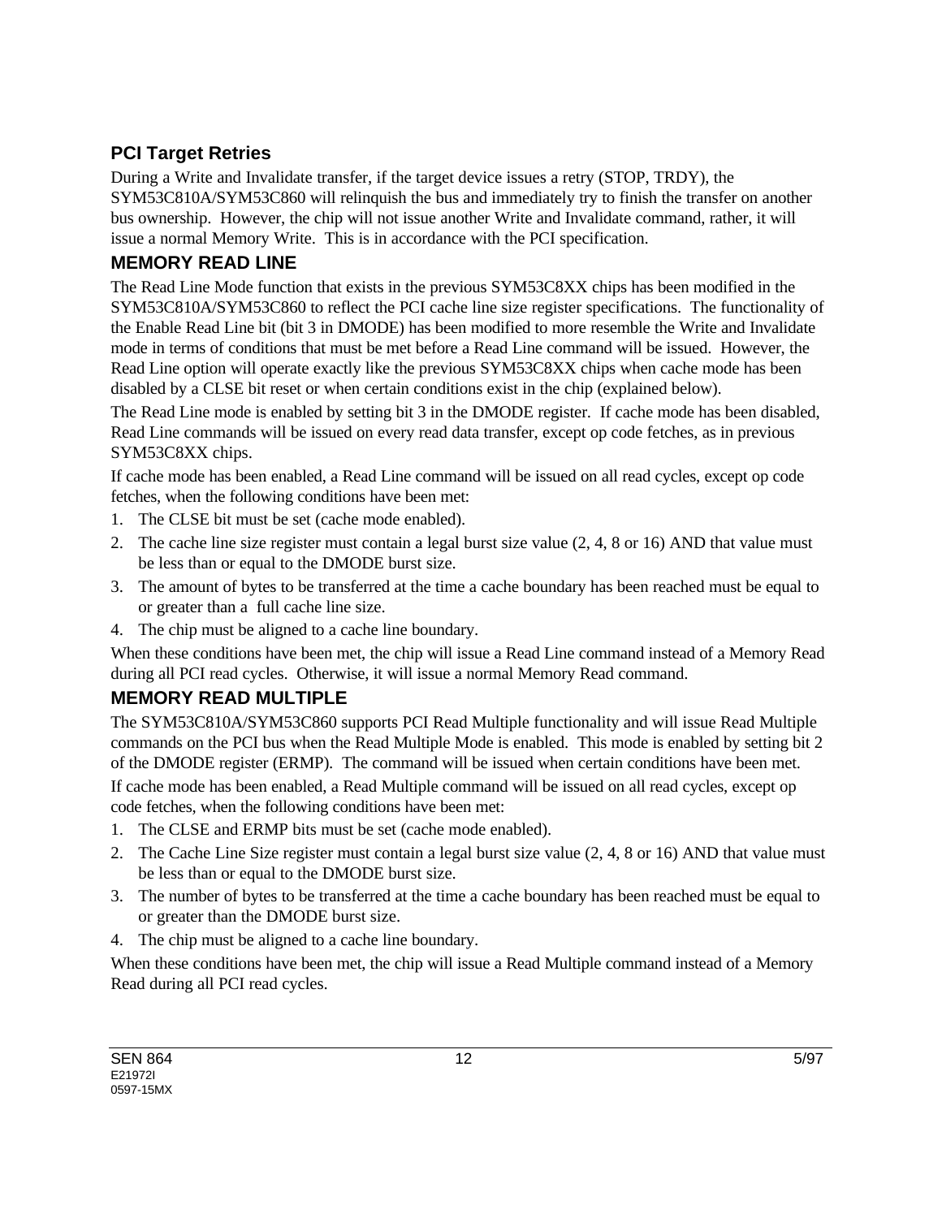## PCI Target Retries

During a Write and Invalidate transfer, if the target device issues a retry (STOP, TRDY), the SYM53C810A/SYM53C860 will relinquish the bus and immediately try to finish the transfer on another bus ownership. However, the chip will not issue another Write and Invalidate command, rather, it will issue a normal Memory Write. This is in accordance with the PCI specification.

## MEMORY READ LINE

The Read Line Mode function that exists in the previous SYM53C8XX chips has been modified in the SYM53C810A/SYM53C860 to reflect the PCI cache line size register specifications. The functionality of the Enable Read Line bit (bit 3 in DMODE) has been modified to more resemble the Write and Invalidate mode in terms of conditions that must be met before a Read Line command will be issued. However, the Read Line option will operate exactly like the previous SYM53C8XX chips when cache mode has been disabled by a CLSE bit reset or when certain conditions exist in the chip (explained below).

The Read Line mode is enabled by setting bit 3 in the DMODE register. If cache mode has been disabled, Read Line commands will be issued on every read data transfer, except op code fetches, as in previous SYM53C8XX chips.

If cache mode has been enabled, a Read Line command will be issued on all read cycles, except op code fetches, when the following conditions have been met:

1. The CLSE bit must be set (cache mode enabled).
2. The cache line size register must contain a legal burst size value (2, 4, 8 or 16) AND that value must be less than or equal to the DMODE burst size.
3. The amount of bytes to be transferred at the time a cache boundary has been reached must be equal to or greater than a full cache line size.
4. The chip must be aligned to a cache line boundary.

When these conditions have been met, the chip will issue a Read Line command instead of a Memory Read during all PCI read cycles. Otherwise, it will issue a normal Memory Read command.

## MEMORY READ MULTIPLE

The SYM53C810A/SYM53C860 supports PCI Read Multiple functionality and will issue Read Multiple commands on the PCI bus when the Read Multiple Mode is enabled. This mode is enabled by setting bit 2 of the DMODE register (ERMP). The command will be issued when certain conditions have been met.

If cache mode has been enabled, a Read Multiple command will be issued on all read cycles, except op code fetches, when the following conditions have been met:

1. The CLSE and ERMP bits must be set (cache mode enabled).
2. The Cache Line Size register must contain a legal burst size value (2, 4, 8 or 16) AND that value must be less than or equal to the DMODE burst size.
3. The number of bytes to be transferred at the time a cache boundary has been reached must be equal to or greater than the DMODE burst size.
4. The chip must be aligned to a cache line boundary.

When these conditions have been met, the chip will issue a Read Multiple command instead of a Memory Read during all PCI read cycles.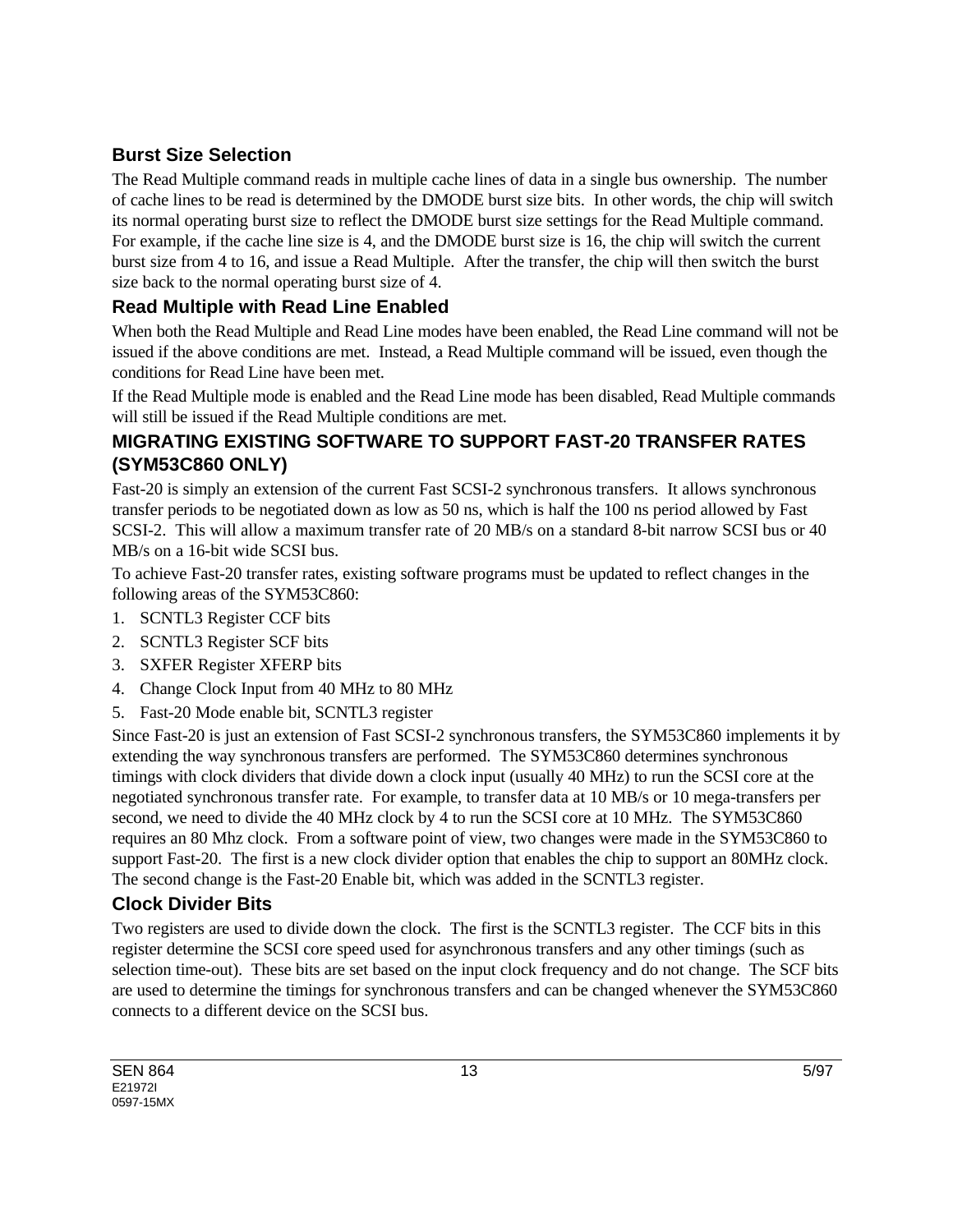### Burst Size Selection

The Read Multiple command reads in multiple cache lines of data in a single bus ownership. The number of cache lines to be read is determined by the DMODE burst size bits. In other words, the chip will switch its normal operating burst size to reflect the DMODE burst size settings for the Read Multiple command. For example, if the cache line size is 4, and the DMODE burst size is 16, the chip will switch the current burst size from 4 to 16, and issue a Read Multiple. After the transfer, the chip will then switch the burst size back to the normal operating burst size of 4.

### Read Multiple with Read Line Enabled

When both the Read Multiple and Read Line modes have been enabled, the Read Line command will not be issued if the above conditions are met. Instead, a Read Multiple command will be issued, even though the conditions for Read Line have been met.

If the Read Multiple mode is enabled and the Read Line mode has been disabled, Read Multiple commands will still be issued if the Read Multiple conditions are met.

## MIGRATING EXISTING SOFTWARE TO SUPPORT FAST-20 TRANSFER RATES (SYM53C860 ONLY)

Fast-20 is simply an extension of the current Fast SCSI-2 synchronous transfers. It allows synchronous transfer periods to be negotiated down as low as 50 ns, which is half the 100 ns period allowed by Fast SCSI-2. This will allow a maximum transfer rate of 20 MB/s on a standard 8-bit narrow SCSI bus or 40 MB/s on a 16-bit wide SCSI bus.

To achieve Fast-20 transfer rates, existing software programs must be updated to reflect changes in the following areas of the SYM53C860:

1. SCNTL3 Register CCF bits
2. SCNTL3 Register SCF bits
3. SXFER Register XFERP bits
4. Change Clock Input from 40 MHz to 80 MHz
5. Fast-20 Mode enable bit, SCNTL3 register

Since Fast-20 is just an extension of Fast SCSI-2 synchronous transfers, the SYM53C860 implements it by extending the way synchronous transfers are performed. The SYM53C860 determines synchronous timings with clock dividers that divide down a clock input (usually 40 MHz) to run the SCSI core at the negotiated synchronous transfer rate. For example, to transfer data at 10 MB/s or 10 mega-transfers per second, we need to divide the 40 MHz clock by 4 to run the SCSI core at 10 MHz. The SYM53C860 requires an 80 Mhz clock. From a software point of view, two changes were made in the SYM53C860 to support Fast-20. The first is a new clock divider option that enables the chip to support an 80MHz clock. The second change is the Fast-20 Enable bit, which was added in the SCNTL3 register.

### Clock Divider Bits

Two registers are used to divide down the clock. The first is the SCNTL3 register. The CCF bits in this register determine the SCSI core speed used for asynchronous transfers and any other timings (such as selection time-out). These bits are set based on the input clock frequency and do not change. The SCF bits are used to determine the timings for synchronous transfers and can be changed whenever the SYM53C860 connects to a different device on the SCSI bus.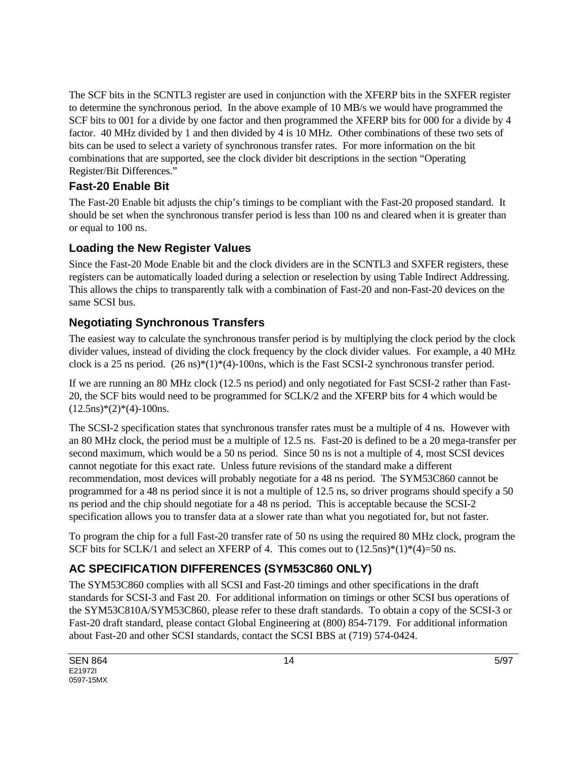The SCF bits in the SCNTL3 register are used in conjunction with the XFERP bits in the SXFER register to determine the synchronous period. In the above example of 10 MB/s we would have programmed the SCF bits to 001 for a divide by one factor and then programmed the XFERP bits for 000 for a divide by 4 factor. 40 MHz divided by 1 and then divided by 4 is 10 MHz. Other combinations of these two sets of bits can be used to select a variety of synchronous transfer rates. For more information on the bit combinations that are supported, see the clock divider bit descriptions in the section "Operating Register/Bit Differences."

### Fast-20 Enable Bit

The Fast-20 Enable bit adjusts the chip's timings to be compliant with the Fast-20 proposed standard. It should be set when the synchronous transfer period is less than 100 ns and cleared when it is greater than or equal to 100 ns.

### Loading the New Register Values

Since the Fast-20 Mode Enable bit and the clock dividers are in the SCNTL3 and SXFER registers, these registers can be automatically loaded during a selection or reselection by using Table Indirect Addressing. This allows the chips to transparently talk with a combination of Fast-20 and non-Fast-20 devices on the same SCSI bus.

### Negotiating Synchronous Transfers

The easiest way to calculate the synchronous transfer period is by multiplying the clock period by the clock divider values, instead of dividing the clock frequency by the clock divider values. For example, a 40 MHz clock is a 25 ns period. (26 ns)*(1)*(4)-100ns, which is the Fast SCSI-2 synchronous transfer period.

If we are running an 80 MHz clock (12.5 ns period) and only negotiated for Fast SCSI-2 rather than Fast-20, the SCF bits would need to be programmed for SCLK/2 and the XFERP bits for 4 which would be (12.5ns)*(2)*(4)-100ns.

The SCSI-2 specification states that synchronous transfer rates must be a multiple of 4 ns. However with an 80 MHz clock, the period must be a multiple of 12.5 ns. Fast-20 is defined to be a 20 mega-transfer per second maximum, which would be a 50 ns period. Since 50 ns is not a multiple of 4, most SCSI devices cannot negotiate for this exact rate. Unless future revisions of the standard make a different recommendation, most devices will probably negotiate for a 48 ns period. The SYM53C860 cannot be programmed for a 48 ns period since it is not a multiple of 12.5 ns, so driver programs should specify a 50 ns period and the chip should negotiate for a 48 ns period. This is acceptable because the SCSI-2 specification allows you to transfer data at a slower rate than what you negotiated for, but not faster.

To program the chip for a full Fast-20 transfer rate of 50 ns using the required 80 MHz clock, program the SCF bits for SCLK/1 and select an XFERP of 4. This comes out to (12.5ns)*(1)*(4)=50 ns.

## AC SPECIFICATION DIFFERENCES (SYM53C860 ONLY)

The SYM53C860 complies with all SCSI and Fast-20 timings and other specifications in the draft standards for SCSI-3 and Fast 20. For additional information on timings or other SCSI bus operations of the SYM53C810A/SYM53C860, please refer to these draft standards. To obtain a copy of the SCSI-3 or Fast-20 draft standard, please contact Global Engineering at (800) 854-7179. For additional information about Fast-20 and other SCSI standards, contact the SCSI BBS at (719) 574-0424.

SEN 864
E21972I
0597-15MX